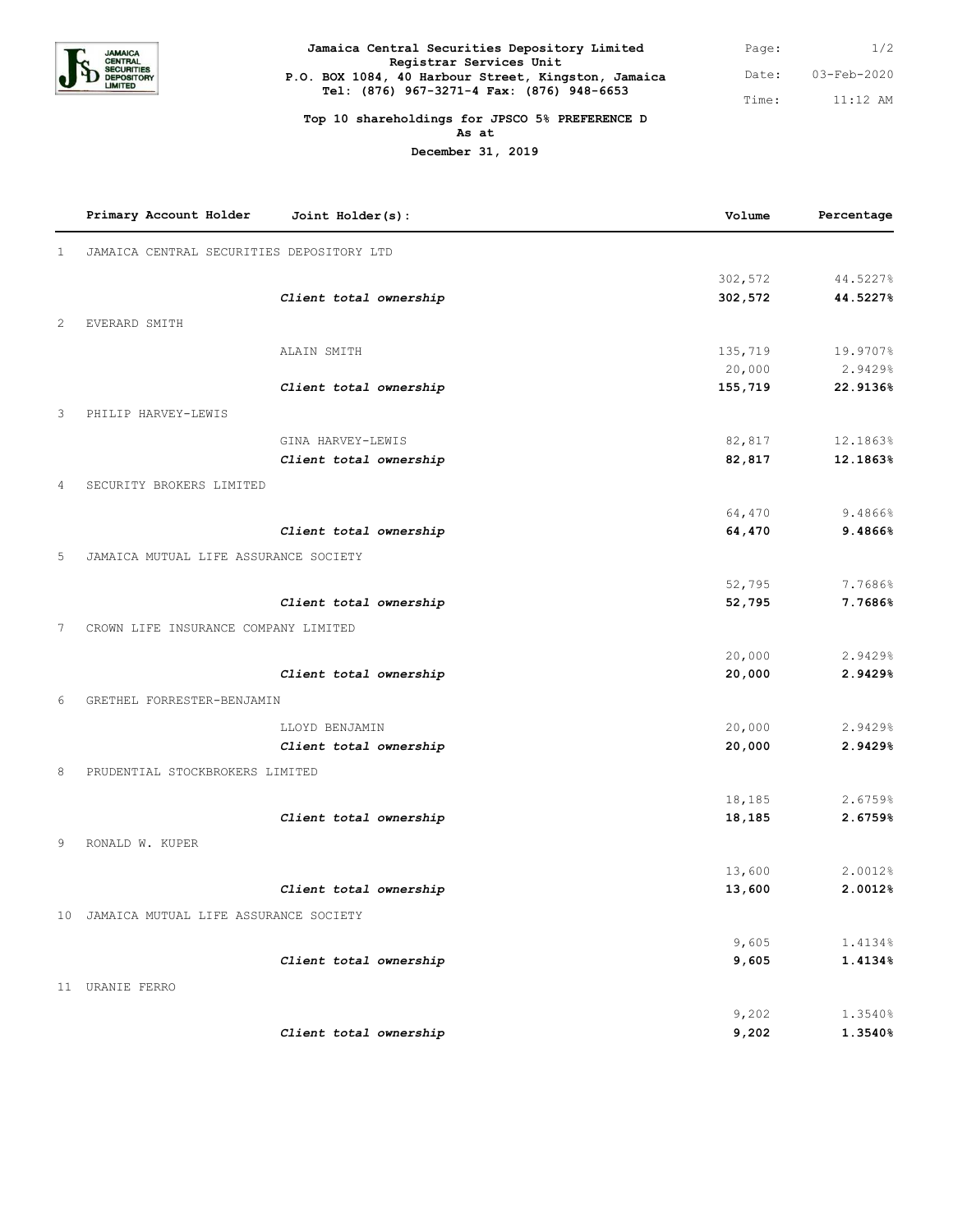**Jamaica Central Securities Depository Limited**
**Registrar Services Unit**
**P.O. BOX 1084, 40 Harbour Street, Kingston, Jamaica**
**Tel: (876) 967-3271-4 Fax: (876) 948-6653**

Date: 03-Feb-2020
Time: 11:12 AM

**Top 10 shareholdings for JPSCO 5% PREFERENCE D**
**As at**
**December 31, 2019**

| | Primary Account Holder | Joint Holder(s): | Volume | Percentage |
|---|---|---|---|---|
| 1 | JAMAICA CENTRAL SECURITIES DEPOSITORY LTD | | | |
| | | | 302,572 | 44.5227% |
| | | ***Client total ownership*** | **302,572** | **44.5227%** |
| 2 | EVERARD SMITH | | | |
| | | ALAIN SMITH | 135,719 | 19.9707% |
| | | | 20,000 | 2.9429% |
| | | ***Client total ownership*** | **155,719** | **22.9136%** |
| 3 | PHILIP HARVEY-LEWIS | | | |
| | | GINA HARVEY-LEWIS | 82,817 | 12.1863% |
| | | ***Client total ownership*** | **82,817** | **12.1863%** |
| 4 | SECURITY BROKERS LIMITED | | | |
| | | | 64,470 | 9.4866% |
| | | ***Client total ownership*** | **64,470** | **9.4866%** |
| 5 | JAMAICA MUTUAL LIFE ASSURANCE SOCIETY | | | |
| | | | 52,795 | 7.7686% |
| | | ***Client total ownership*** | **52,795** | **7.7686%** |
| 7 | CROWN LIFE INSURANCE COMPANY LIMITED | | | |
| | | | 20,000 | 2.9429% |
| | | ***Client total ownership*** | **20,000** | **2.9429%** |
| 6 | GRETHEL FORRESTER-BENJAMIN | | | |
| | | LLOYD BENJAMIN | 20,000 | 2.9429% |
| | | ***Client total ownership*** | **20,000** | **2.9429%** |
| 8 | PRUDENTIAL STOCKBROKERS LIMITED | | | |
| | | | 18,185 | 2.6759% |
| | | ***Client total ownership*** | **18,185** | **2.6759%** |
| 9 | RONALD W. KUPER | | | |
| | | | 13,600 | 2.0012% |
| | | ***Client total ownership*** | **13,600** | **2.0012%** |
| 10 | JAMAICA MUTUAL LIFE ASSURANCE SOCIETY | | | |
| | | | 9,605 | 1.4134% |
| | | ***Client total ownership*** | **9,605** | **1.4134%** |
| 11 | URANIE FERRO | | | |
| | | | 9,202 | 1.3540% |
| | | ***Client total ownership*** | **9,202** | **1.3540%** |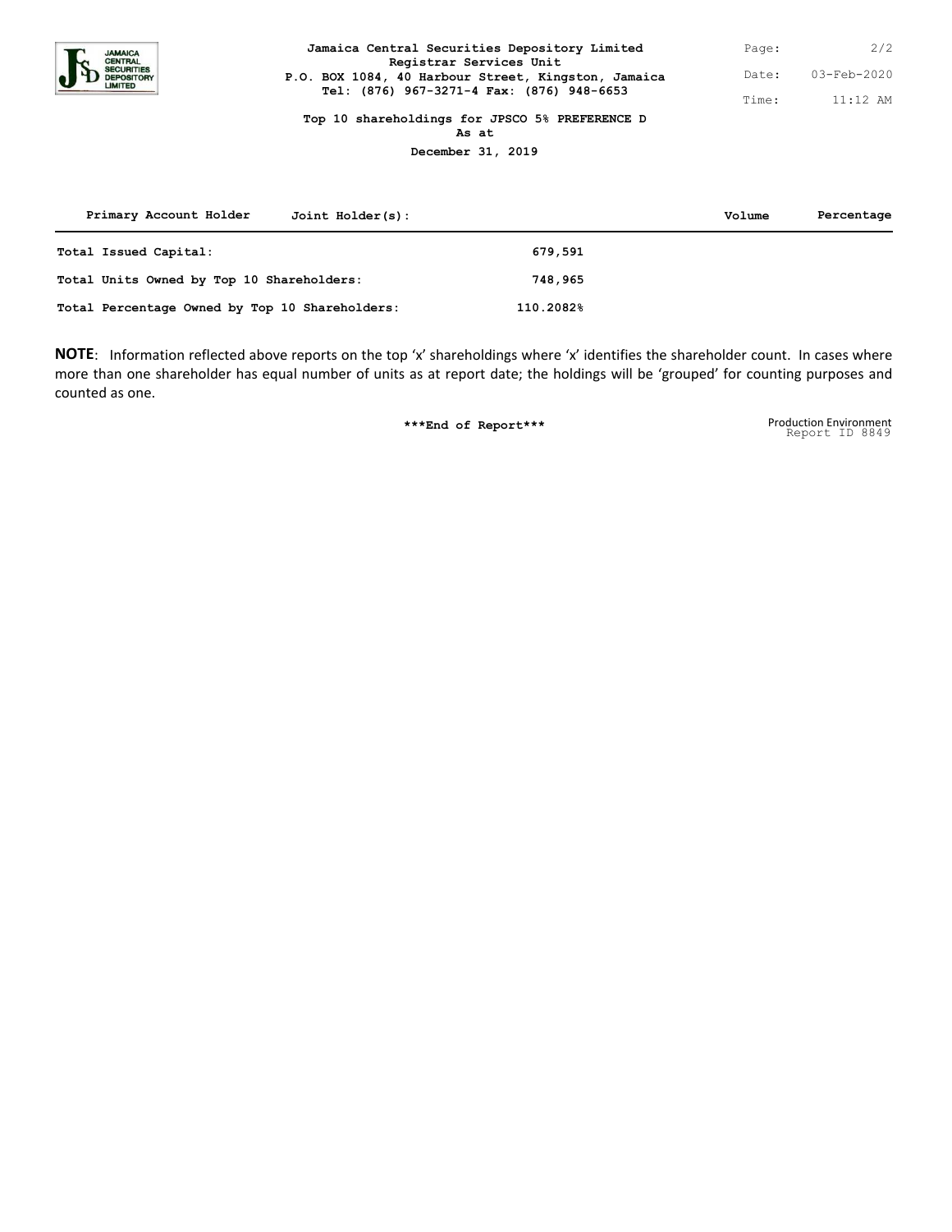**Jamaica Central Securities Depository Limited**
**Registrar Services Unit**
**P.O. BOX 1084, 40 Harbour Street, Kingston, Jamaica**
**Tel: (876) 967-3271-4 Fax: (876) 948-6653**

Date: 03-Feb-2020

Time: 11:12 AM

**Top 10 shareholdings for JPSCO 5% PREFERENCE D**
**As at**
**December 31, 2019**

| Primary Account Holder | Joint Holder(s): | Volume | Percentage |
|---|---|---|---|

| | |
|---|---|
| **Total Issued Capital:** | **679,591** |
| **Total Units Owned by Top 10 Shareholders:** | **748,965** |
| **Total Percentage Owned by Top 10 Shareholders:** | **110.2082%** |

**NOTE**: Information reflected above reports on the top 'x' shareholdings where 'x' identifies the shareholder count. In cases where more than one shareholder has equal number of units as at report date; the holdings will be 'grouped' for counting purposes and counted as one.

**\*\*\*End of Report\*\*\***

Production Environment
Report ID 8849